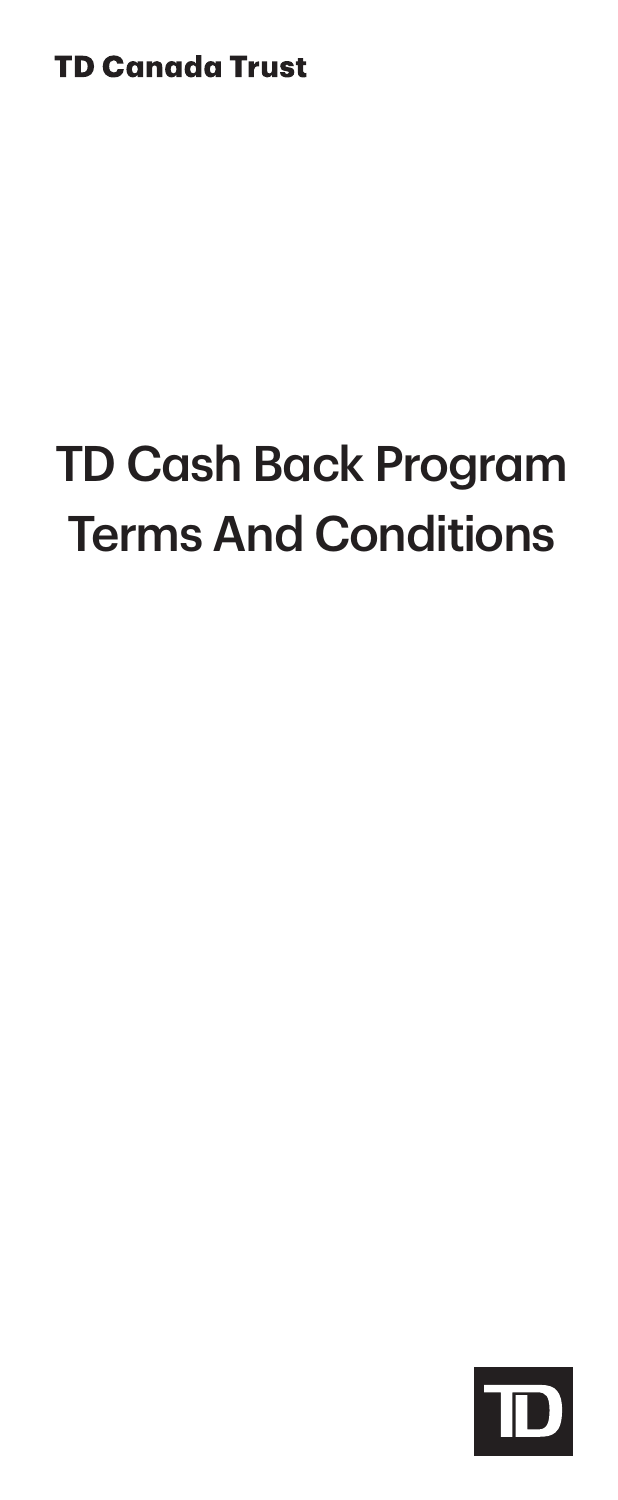**TD Canada Trust**

# TD Cash Back Program Terms And Conditions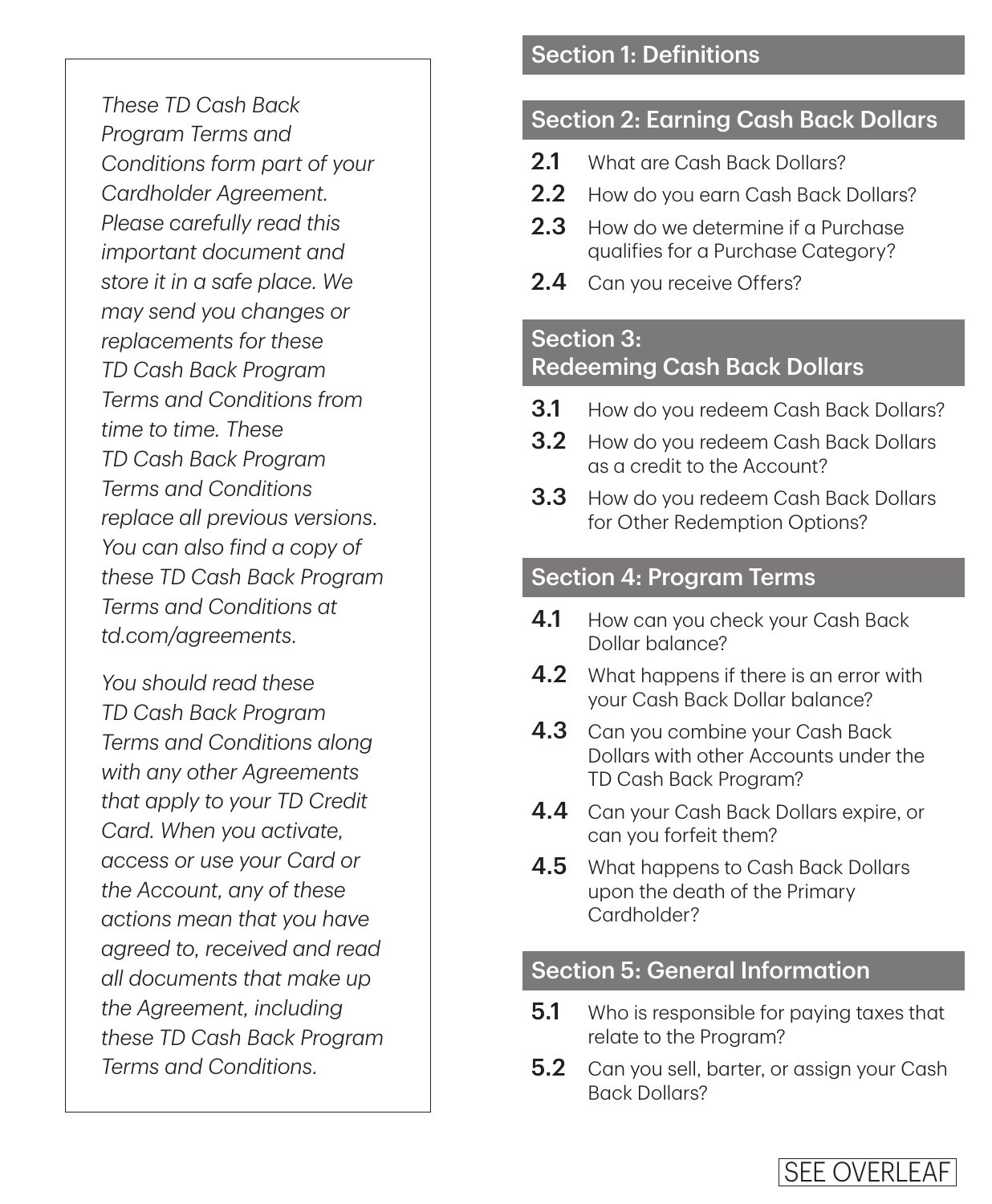*These TD Cash Back Program Terms and Conditions form part of your Cardholder Agreement. Please carefully read this important document and store it in a safe place. We may send you changes or replacements for these TD Cash Back Program Terms and Conditions from time to time. These TD Cash Back Program Terms and Conditions replace all previous versions. You can also find a copy of these TD Cash Back Program Terms and Conditions at td.com/agreements.*

*You should read these TD Cash Back Program Terms and Conditions along with any other Agreements that apply to your TD Credit Card. When you activate, access or use your Card or the Account, any of these actions mean that you have agreed to, received and read all documents that make up the Agreement, including these TD Cash Back Program Terms and Conditions.*

## Section 1: Definitions

## Section 2: Earning Cash Back Dollars

**2.1** What are Cash Back Dollars?

**2.2** How do you earn Cash Back Dollars?

**2.3** How do we determine if a Purchase qualifies for a Purchase Category?

**2.4** Can you receive Offers?

## Section 3: Redeeming Cash Back Dollars

**3.1** How do you redeem Cash Back Dollars?

**3.2** How do you redeem Cash Back Dollars as a credit to the Account?

**3.3** How do you redeem Cash Back Dollars for Other Redemption Options?

## Section 4: Program Terms

**4.1** How can you check your Cash Back Dollar balance?

**4.2** What happens if there is an error with your Cash Back Dollar balance?

**4.3** Can you combine your Cash Back Dollars with other Accounts under the TD Cash Back Program?

**4.4** Can your Cash Back Dollars expire, or can you forfeit them?

**4.5** What happens to Cash Back Dollars upon the death of the Primary Cardholder?

## Section 5: General Information

**5.1** Who is responsible for paying taxes that relate to the Program?

**5.2** Can you sell, barter, or assign your Cash Back Dollars?

SEE OVERLEAF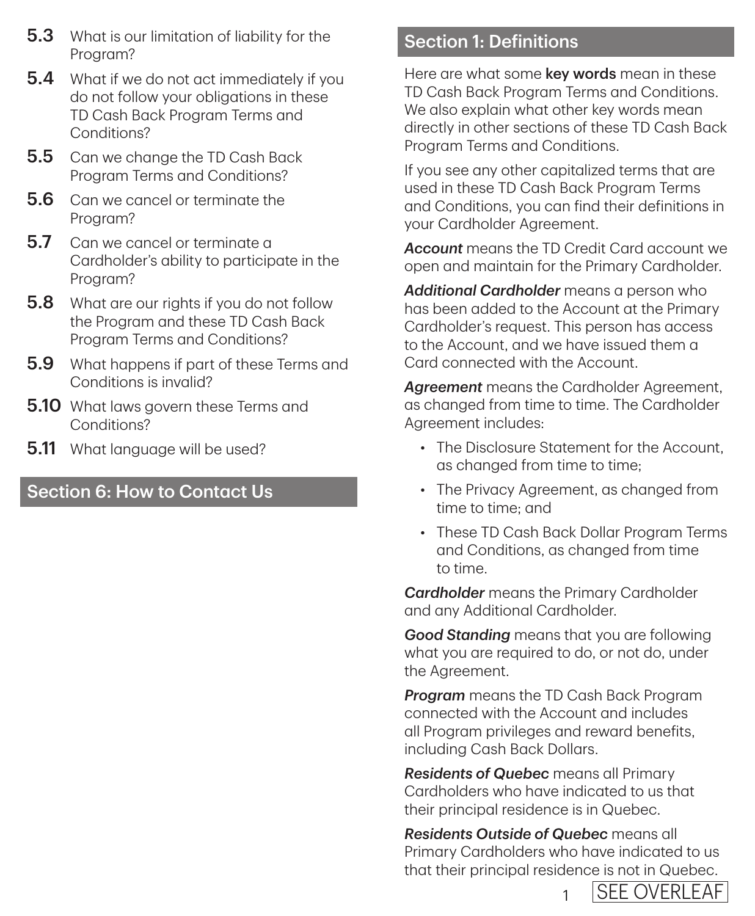**5.3** What is our limitation of liability for the Program?

**5.4** What if we do not act immediately if you do not follow your obligations in these TD Cash Back Program Terms and Conditions?

**5.5** Can we change the TD Cash Back Program Terms and Conditions?

**5.6** Can we cancel or terminate the Program?

**5.7** Can we cancel or terminate a Cardholder's ability to participate in the Program?

**5.8** What are our rights if you do not follow the Program and these TD Cash Back Program Terms and Conditions?

**5.9** What happens if part of these Terms and Conditions is invalid?

**5.10** What laws govern these Terms and Conditions?

**5.11** What language will be used?

## Section 6: How to Contact Us

## Section 1: Definitions

Here are what some **key words** mean in these TD Cash Back Program Terms and Conditions. We also explain what other key words mean directly in other sections of these TD Cash Back Program Terms and Conditions.

If you see any other capitalized terms that are used in these TD Cash Back Program Terms and Conditions, you can find their definitions in your Cardholder Agreement.

***Account*** means the TD Credit Card account we open and maintain for the Primary Cardholder.

***Additional Cardholder*** means a person who has been added to the Account at the Primary Cardholder's request. This person has access to the Account, and we have issued them a Card connected with the Account.

***Agreement*** means the Cardholder Agreement, as changed from time to time. The Cardholder Agreement includes:

- The Disclosure Statement for the Account, as changed from time to time;
- The Privacy Agreement, as changed from time to time; and
- These TD Cash Back Dollar Program Terms and Conditions, as changed from time to time.

***Cardholder*** means the Primary Cardholder and any Additional Cardholder.

***Good Standing*** means that you are following what you are required to do, or not do, under the Agreement.

***Program*** means the TD Cash Back Program connected with the Account and includes all Program privileges and reward benefits, including Cash Back Dollars.

***Residents of Quebec*** means all Primary Cardholders who have indicated to us that their principal residence is in Quebec.

***Residents Outside of Quebec*** means all Primary Cardholders who have indicated to us that their principal residence is not in Quebec.

SEE OVERLEAF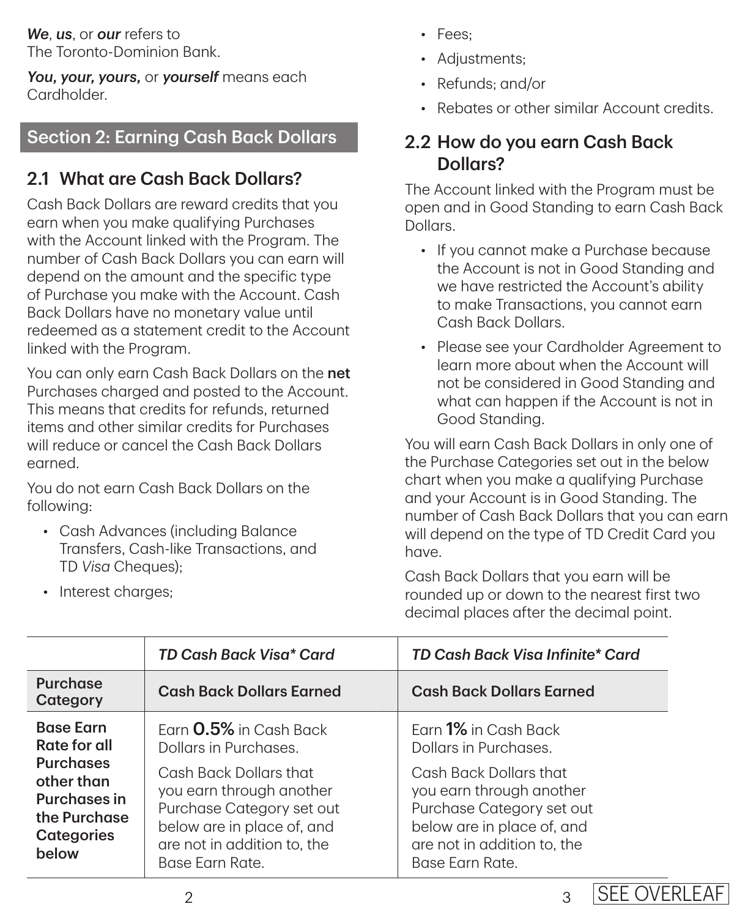***We***, ***us***, or ***our*** refers to The Toronto-Dominion Bank.

***You, your, yours,*** or ***yourself*** means each Cardholder.

## Section 2: Earning Cash Back Dollars

### 2.1 What are Cash Back Dollars?

Cash Back Dollars are reward credits that you earn when you make qualifying Purchases with the Account linked with the Program. The number of Cash Back Dollars you can earn will depend on the amount and the specific type of Purchase you make with the Account. Cash Back Dollars have no monetary value until redeemed as a statement credit to the Account linked with the Program.

You can only earn Cash Back Dollars on the **net** Purchases charged and posted to the Account. This means that credits for refunds, returned items and other similar credits for Purchases will reduce or cancel the Cash Back Dollars earned.

You do not earn Cash Back Dollars on the following:

- Cash Advances (including Balance Transfers, Cash-like Transactions, and TD *Visa* Cheques);
- Interest charges;
- Fees;
- Adjustments;
- Refunds; and/or
- Rebates or other similar Account credits.

### 2.2 How do you earn Cash Back Dollars?

The Account linked with the Program must be open and in Good Standing to earn Cash Back Dollars.

- If you cannot make a Purchase because the Account is not in Good Standing and we have restricted the Account's ability to make Transactions, you cannot earn Cash Back Dollars.
- Please see your Cardholder Agreement to learn more about when the Account will not be considered in Good Standing and what can happen if the Account is not in Good Standing.

You will earn Cash Back Dollars in only one of the Purchase Categories set out in the below chart when you make a qualifying Purchase and your Account is in Good Standing. The number of Cash Back Dollars that you can earn will depend on the type of TD Credit Card you have.

Cash Back Dollars that you earn will be rounded up or down to the nearest first two decimal places after the decimal point.

| | *TD Cash Back Visa\* Card* | *TD Cash Back Visa Infinite\* Card* |
|---|---|---|
| **Purchase Category** | **Cash Back Dollars Earned** | **Cash Back Dollars Earned** |
| **Base Earn Rate for all Purchases other than Purchases in the Purchase Categories below** | Earn **0.5%** in Cash Back Dollars in Purchases. Cash Back Dollars that you earn through another Purchase Category set out below are in place of, and are not in addition to, the Base Earn Rate. | Earn **1%** in Cash Back Dollars in Purchases. Cash Back Dollars that you earn through another Purchase Category set out below are in place of, and are not in addition to, the Base Earn Rate. |

SEE OVERLEAF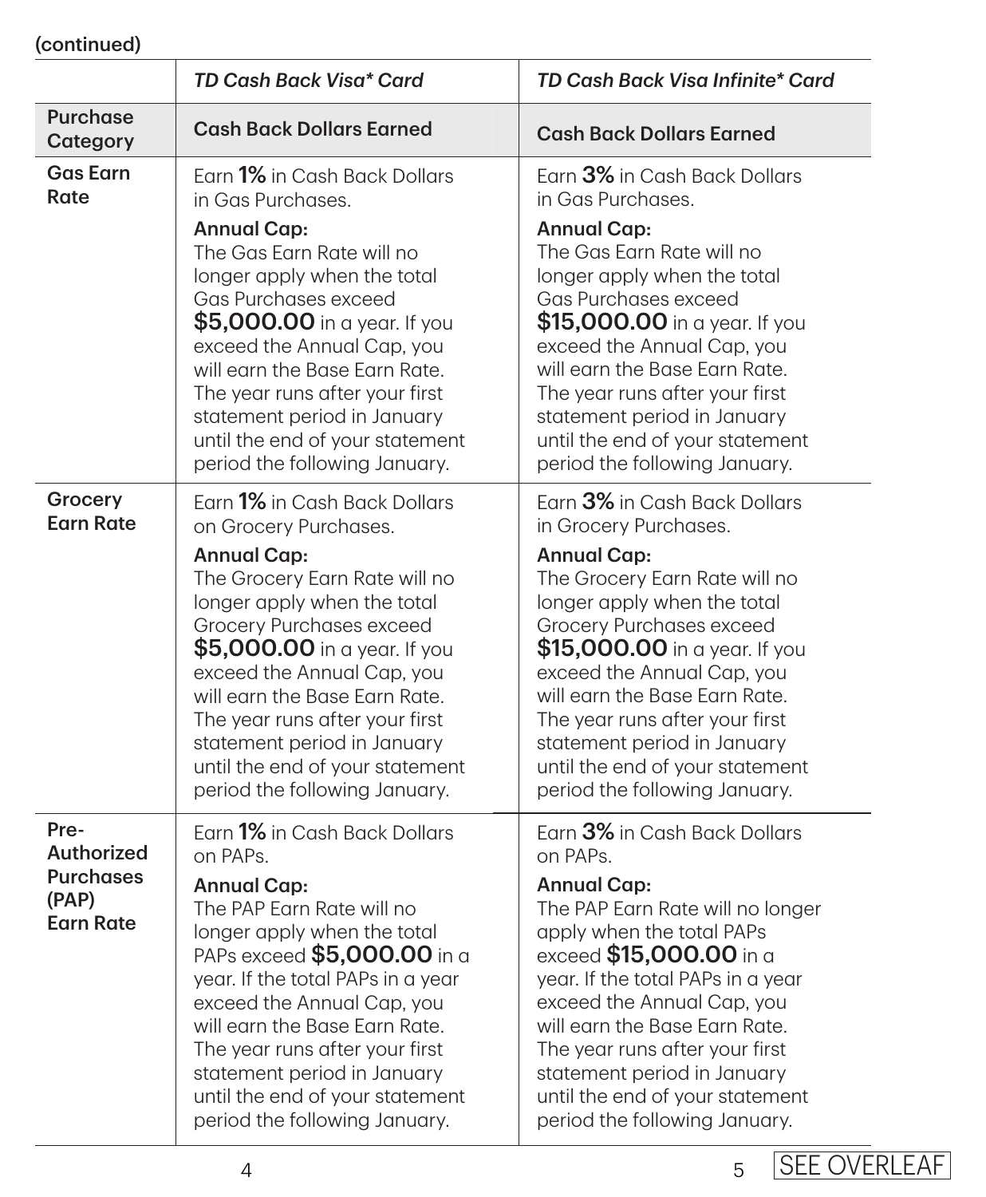(continued)

| | *TD Cash Back Visa\* Card* | *TD Cash Back Visa Infinite\* Card* |
|---|---|---|
| **Purchase Category** | **Cash Back Dollars Earned** | **Cash Back Dollars Earned** |
| **Gas Earn Rate** | Earn **1%** in Cash Back Dollars in Gas Purchases. **Annual Cap:** The Gas Earn Rate will no longer apply when the total Gas Purchases exceed **$5,000.00** in a year. If you exceed the Annual Cap, you will earn the Base Earn Rate. The year runs after your first statement period in January until the end of your statement period the following January. | Earn **3%** in Cash Back Dollars in Gas Purchases. **Annual Cap:** The Gas Earn Rate will no longer apply when the total Gas Purchases exceed **$15,000.00** in a year. If you exceed the Annual Cap, you will earn the Base Earn Rate. The year runs after your first statement period in January until the end of your statement period the following January. |
| **Grocery Earn Rate** | Earn **1%** in Cash Back Dollars on Grocery Purchases. **Annual Cap:** The Grocery Earn Rate will no longer apply when the total Grocery Purchases exceed **$5,000.00** in a year. If you exceed the Annual Cap, you will earn the Base Earn Rate. The year runs after your first statement period in January until the end of your statement period the following January. | Earn **3%** in Cash Back Dollars in Grocery Purchases. **Annual Cap:** The Grocery Earn Rate will no longer apply when the total Grocery Purchases exceed **$15,000.00** in a year. If you exceed the Annual Cap, you will earn the Base Earn Rate. The year runs after your first statement period in January until the end of your statement period the following January. |
| **Pre-Authorized Purchases (PAP) Earn Rate** | Earn **1%** in Cash Back Dollars on PAPs. **Annual Cap:** The PAP Earn Rate will no longer apply when the total PAPs exceed **$5,000.00** in a year. If the total PAPs in a year exceed the Annual Cap, you will earn the Base Earn Rate. The year runs after your first statement period in January until the end of your statement period the following January. | Earn **3%** in Cash Back Dollars on PAPs. **Annual Cap:** The PAP Earn Rate will no longer apply when the total PAPs exceed **$15,000.00** in a year. If the total PAPs in a year exceed the Annual Cap, you will earn the Base Earn Rate. The year runs after your first statement period in January until the end of your statement period the following January. |

SEE OVERLEAF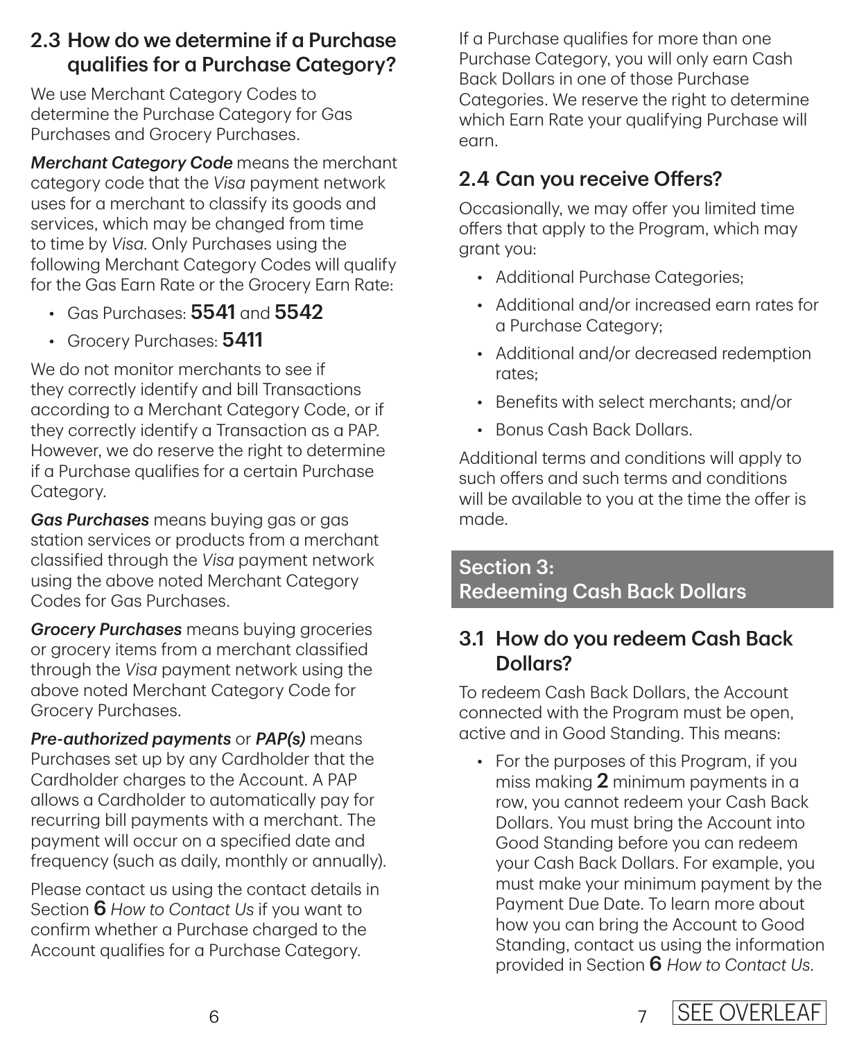## 2.3 How do we determine if a Purchase qualifies for a Purchase Category?

We use Merchant Category Codes to determine the Purchase Category for Gas Purchases and Grocery Purchases.

***Merchant Category Code*** means the merchant category code that the *Visa* payment network uses for a merchant to classify its goods and services, which may be changed from time to time by *Visa*. Only Purchases using the following Merchant Category Codes will qualify for the Gas Earn Rate or the Grocery Earn Rate:

- Gas Purchases: **5541** and **5542**
- Grocery Purchases: **5411**

We do not monitor merchants to see if they correctly identify and bill Transactions according to a Merchant Category Code, or if they correctly identify a Transaction as a PAP. However, we do reserve the right to determine if a Purchase qualifies for a certain Purchase Category.

***Gas Purchases*** means buying gas or gas station services or products from a merchant classified through the *Visa* payment network using the above noted Merchant Category Codes for Gas Purchases.

***Grocery Purchases*** means buying groceries or grocery items from a merchant classified through the *Visa* payment network using the above noted Merchant Category Code for Grocery Purchases.

***Pre-authorized payments*** or ***PAP(s)*** means Purchases set up by any Cardholder that the Cardholder charges to the Account. A PAP allows a Cardholder to automatically pay for recurring bill payments with a merchant. The payment will occur on a specified date and frequency (such as daily, monthly or annually).

Please contact us using the contact details in Section **6** *How to Contact Us* if you want to confirm whether a Purchase charged to the Account qualifies for a Purchase Category.

If a Purchase qualifies for more than one Purchase Category, you will only earn Cash Back Dollars in one of those Purchase Categories. We reserve the right to determine which Earn Rate your qualifying Purchase will earn.

## 2.4 Can you receive Offers?

Occasionally, we may offer you limited time offers that apply to the Program, which may grant you:

- Additional Purchase Categories;
- Additional and/or increased earn rates for a Purchase Category;
- Additional and/or decreased redemption rates;
- Benefits with select merchants; and/or
- Bonus Cash Back Dollars.

Additional terms and conditions will apply to such offers and such terms and conditions will be available to you at the time the offer is made.

# Section 3: Redeeming Cash Back Dollars

## 3.1 How do you redeem Cash Back Dollars?

To redeem Cash Back Dollars, the Account connected with the Program must be open, active and in Good Standing. This means:

- For the purposes of this Program, if you miss making **2** minimum payments in a row, you cannot redeem your Cash Back Dollars. You must bring the Account into Good Standing before you can redeem your Cash Back Dollars. For example, you must make your minimum payment by the Payment Due Date. To learn more about how you can bring the Account to Good Standing, contact us using the information provided in Section **6** *How to Contact Us*.

SEE OVERLEAF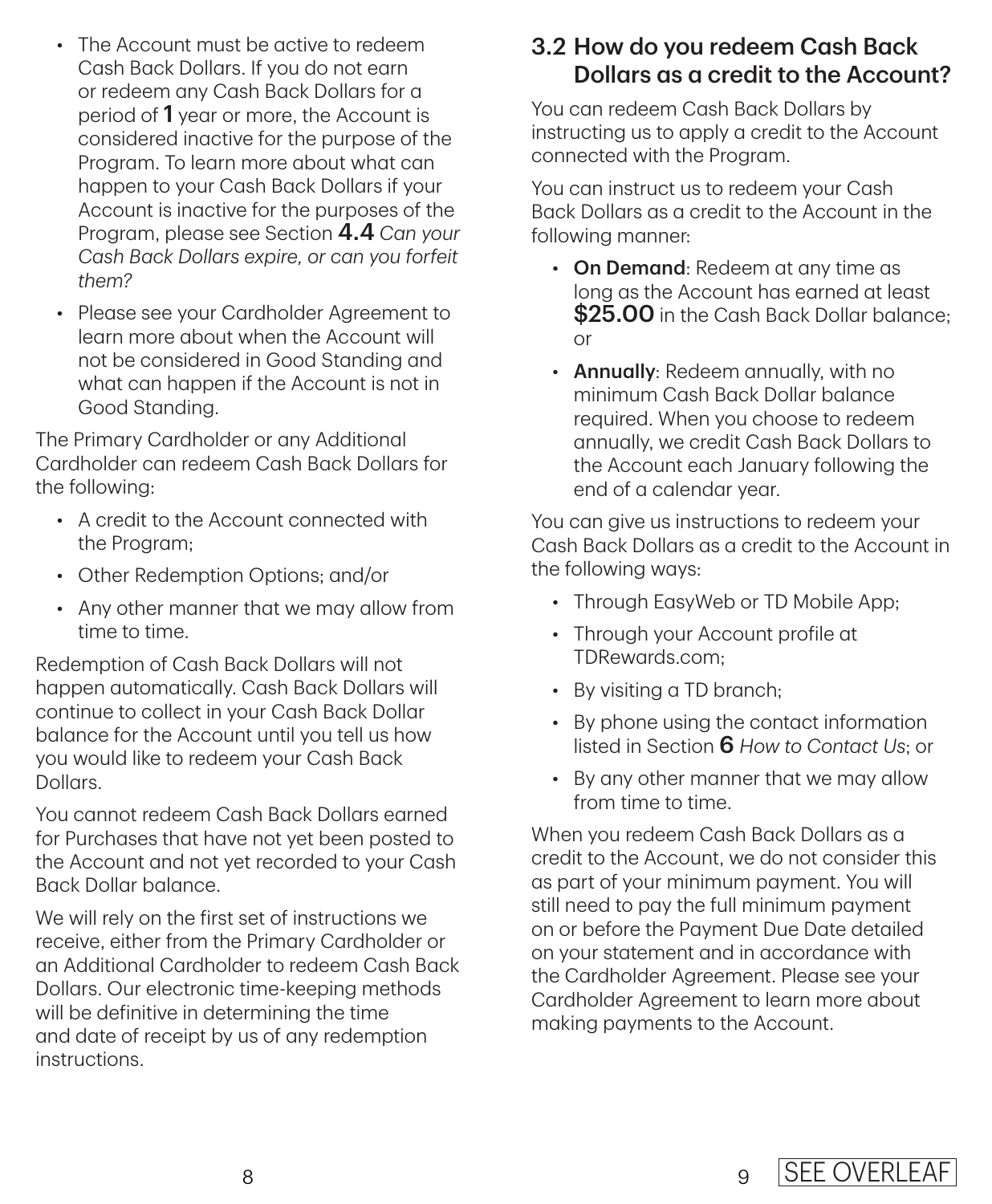- The Account must be active to redeem Cash Back Dollars. If you do not earn or redeem any Cash Back Dollars for a period of 1 year or more, the Account is considered inactive for the purpose of the Program. To learn more about what can happen to your Cash Back Dollars if your Account is inactive for the purposes of the Program, please see Section 4.4 *Can your Cash Back Dollars expire, or can you forfeit them?*
- Please see your Cardholder Agreement to learn more about when the Account will not be considered in Good Standing and what can happen if the Account is not in Good Standing.

The Primary Cardholder or any Additional Cardholder can redeem Cash Back Dollars for the following:

- A credit to the Account connected with the Program;
- Other Redemption Options; and/or
- Any other manner that we may allow from time to time.

Redemption of Cash Back Dollars will not happen automatically. Cash Back Dollars will continue to collect in your Cash Back Dollar balance for the Account until you tell us how you would like to redeem your Cash Back Dollars.

You cannot redeem Cash Back Dollars earned for Purchases that have not yet been posted to the Account and not yet recorded to your Cash Back Dollar balance.

We will rely on the first set of instructions we receive, either from the Primary Cardholder or an Additional Cardholder to redeem Cash Back Dollars. Our electronic time-keeping methods will be definitive in determining the time and date of receipt by us of any redemption instructions.

## 3.2 How do you redeem Cash Back Dollars as a credit to the Account?

You can redeem Cash Back Dollars by instructing us to apply a credit to the Account connected with the Program.

You can instruct us to redeem your Cash Back Dollars as a credit to the Account in the following manner:

- **On Demand**: Redeem at any time as long as the Account has earned at least $25.00 in the Cash Back Dollar balance; or
- **Annually**: Redeem annually, with no minimum Cash Back Dollar balance required. When you choose to redeem annually, we credit Cash Back Dollars to the Account each January following the end of a calendar year.

You can give us instructions to redeem your Cash Back Dollars as a credit to the Account in the following ways:

- Through EasyWeb or TD Mobile App;
- Through your Account profile at TDRewards.com;
- By visiting a TD branch;
- By phone using the contact information listed in Section 6 *How to Contact Us*; or
- By any other manner that we may allow from time to time.

When you redeem Cash Back Dollars as a credit to the Account, we do not consider this as part of your minimum payment. You will still need to pay the full minimum payment on or before the Payment Due Date detailed on your statement and in accordance with the Cardholder Agreement. Please see your Cardholder Agreement to learn more about making payments to the Account.

SEE OVERLEAF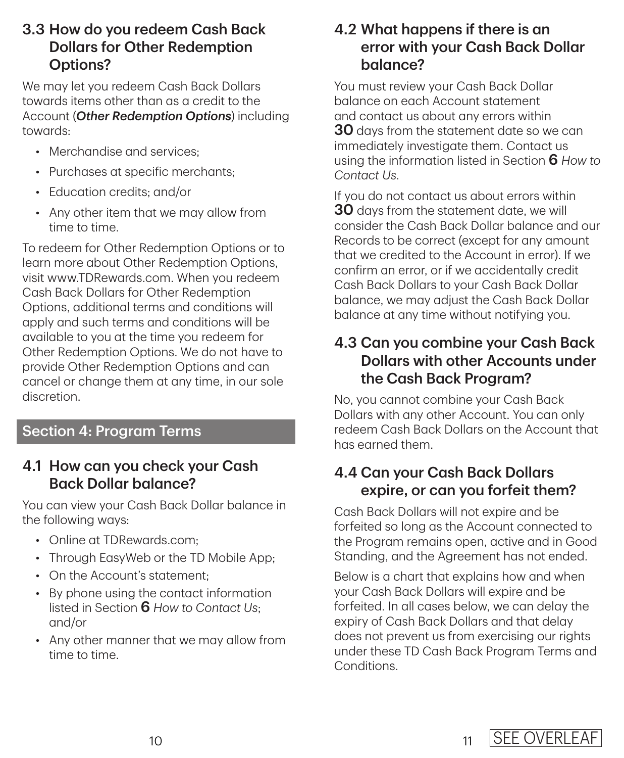### 3.3 How do you redeem Cash Back Dollars for Other Redemption Options?

We may let you redeem Cash Back Dollars towards items other than as a credit to the Account (***Other Redemption Options***) including towards:

- Merchandise and services;
- Purchases at specific merchants;
- Education credits; and/or
- Any other item that we may allow from time to time.

To redeem for Other Redemption Options or to learn more about Other Redemption Options, visit www.TDRewards.com. When you redeem Cash Back Dollars for Other Redemption Options, additional terms and conditions will apply and such terms and conditions will be available to you at the time you redeem for Other Redemption Options. We do not have to provide Other Redemption Options and can cancel or change them at any time, in our sole discretion.

## Section 4: Program Terms

### 4.1 How can you check your Cash Back Dollar balance?

You can view your Cash Back Dollar balance in the following ways:

- Online at TDRewards.com;
- Through EasyWeb or the TD Mobile App;
- On the Account's statement;
- By phone using the contact information listed in Section **6** *How to Contact Us*; and/or
- Any other manner that we may allow from time to time.

### 4.2 What happens if there is an error with your Cash Back Dollar balance?

You must review your Cash Back Dollar balance on each Account statement and contact us about any errors within **30** days from the statement date so we can immediately investigate them. Contact us using the information listed in Section **6** *How to Contact Us*.

If you do not contact us about errors within **30** days from the statement date, we will consider the Cash Back Dollar balance and our Records to be correct (except for any amount that we credited to the Account in error). If we confirm an error, or if we accidentally credit Cash Back Dollars to your Cash Back Dollar balance, we may adjust the Cash Back Dollar balance at any time without notifying you.

### 4.3 Can you combine your Cash Back Dollars with other Accounts under the Cash Back Program?

No, you cannot combine your Cash Back Dollars with any other Account. You can only redeem Cash Back Dollars on the Account that has earned them.

### 4.4 Can your Cash Back Dollars expire, or can you forfeit them?

Cash Back Dollars will not expire and be forfeited so long as the Account connected to the Program remains open, active and in Good Standing, and the Agreement has not ended.

Below is a chart that explains how and when your Cash Back Dollars will expire and be forfeited. In all cases below, we can delay the expiry of Cash Back Dollars and that delay does not prevent us from exercising our rights under these TD Cash Back Program Terms and Conditions.

SEE OVERLEAF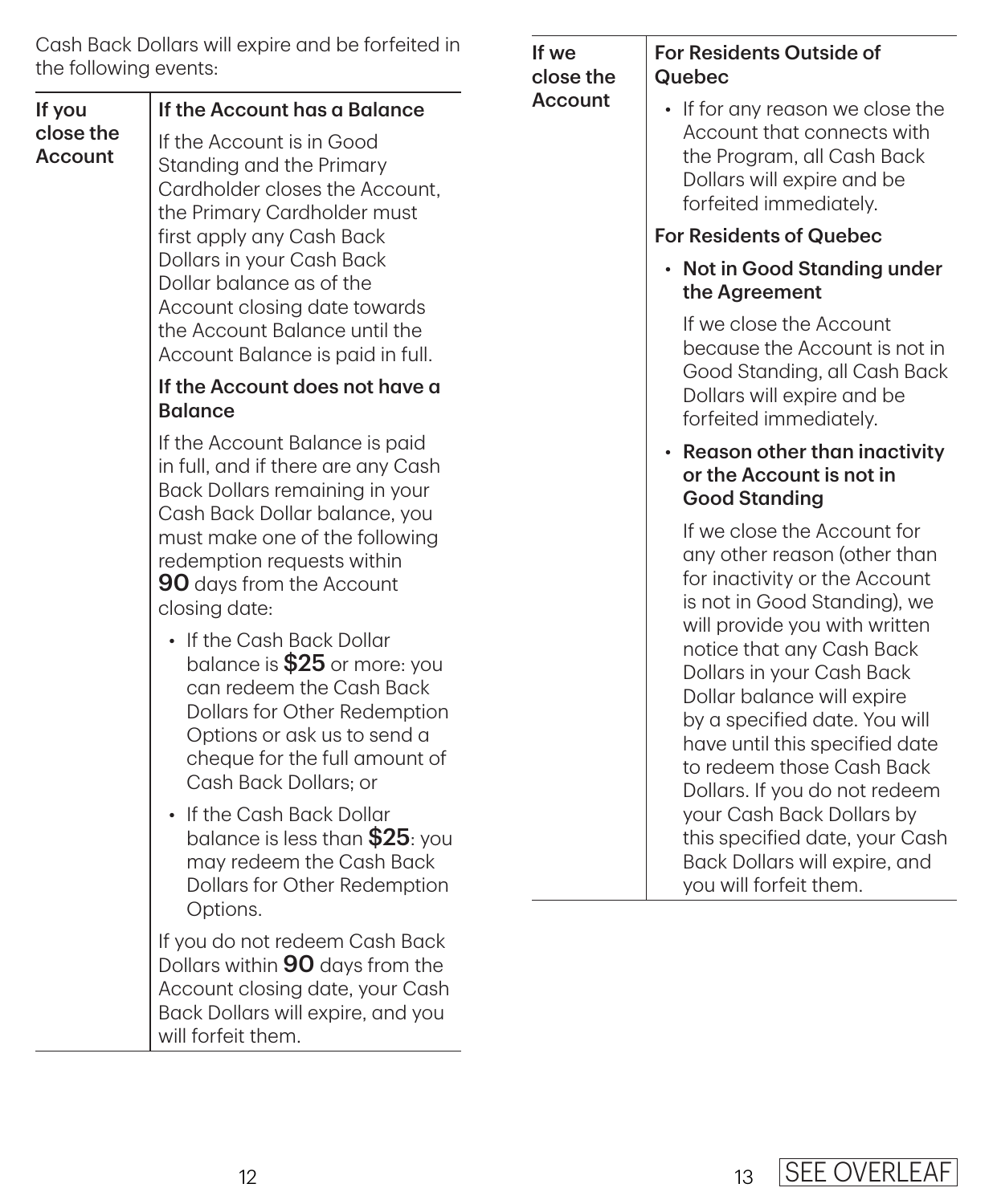Cash Back Dollars will expire and be forfeited in the following events:

| | |
|---|---|
| **If you close the Account** | **If the Account has a Balance**<br><br>If the Account is in Good Standing and the Primary Cardholder closes the Account, the Primary Cardholder must first apply any Cash Back Dollars in your Cash Back Dollar balance as of the Account closing date towards the Account Balance until the Account Balance is paid in full.<br><br>**If the Account does not have a Balance**<br><br>If the Account Balance is paid in full, and if there are any Cash Back Dollars remaining in your Cash Back Dollar balance, you must make one of the following redemption requests within **90** days from the Account closing date:<br><br>• If the Cash Back Dollar balance is **$25** or more: you can redeem the Cash Back Dollars for Other Redemption Options or ask us to send a cheque for the full amount of Cash Back Dollars; or<br><br>• If the Cash Back Dollar balance is less than **$25**: you may redeem the Cash Back Dollars for Other Redemption Options.<br><br>If you do not redeem Cash Back Dollars within **90** days from the Account closing date, your Cash Back Dollars will expire, and you will forfeit them. |
| **If we close the Account** | **For Residents Outside of Quebec**<br><br>• If for any reason we close the Account that connects with the Program, all Cash Back Dollars will expire and be forfeited immediately.<br><br>**For Residents of Quebec**<br><br>• **Not in Good Standing under the Agreement**<br><br>If we close the Account because the Account is not in Good Standing, all Cash Back Dollars will expire and be forfeited immediately.<br><br>• **Reason other than inactivity or the Account is not in Good Standing**<br><br>If we close the Account for any other reason (other than for inactivity or the Account is not in Good Standing), we will provide you with written notice that any Cash Back Dollars in your Cash Back Dollar balance will expire by a specified date. You will have until this specified date to redeem those Cash Back Dollars. If you do not redeem your Cash Back Dollars by this specified date, your Cash Back Dollars will expire, and you will forfeit them. |

SEE OVERLEAF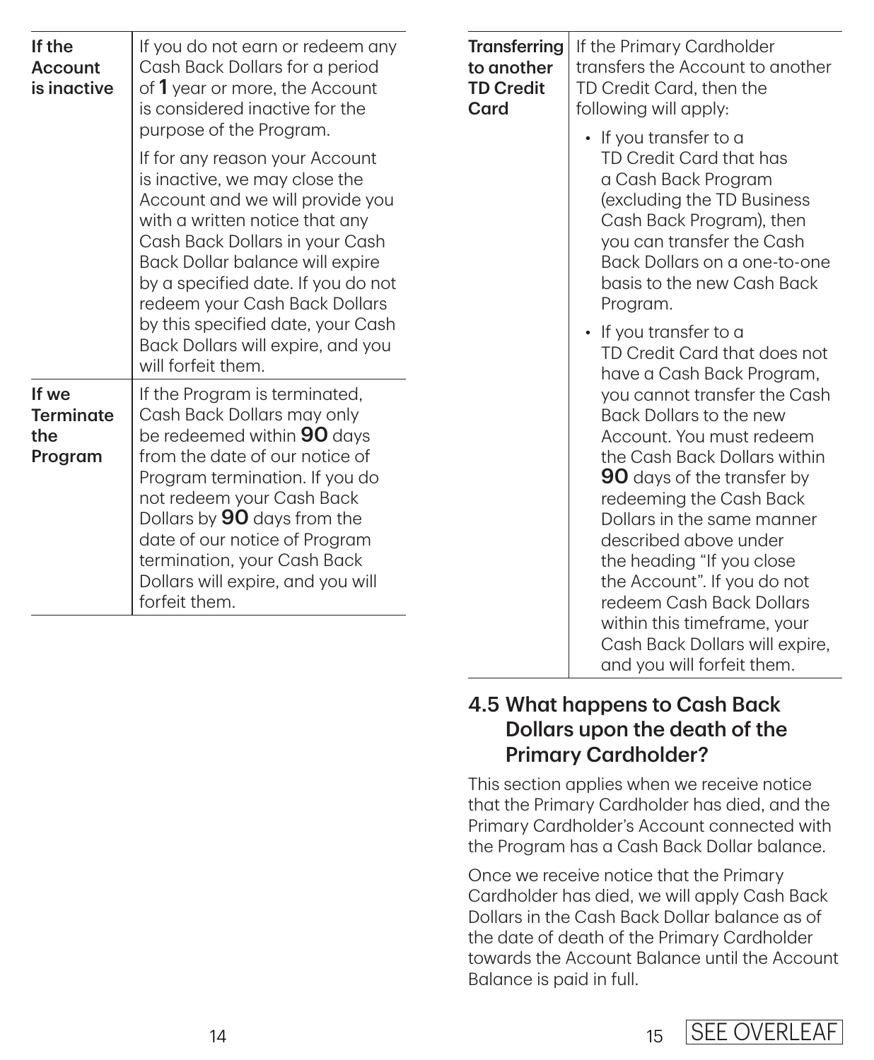| | |
|---|---|
| **If the Account is inactive** | If you do not earn or redeem any Cash Back Dollars for a period of **1** year or more, the Account is considered inactive for the purpose of the Program.<br><br>If for any reason your Account is inactive, we may close the Account and we will provide you with a written notice that any Cash Back Dollars in your Cash Back Dollar balance will expire by a specified date. If you do not redeem your Cash Back Dollars by this specified date, your Cash Back Dollars will expire, and you will forfeit them. |
| **If we Terminate the Program** | If the Program is terminated, Cash Back Dollars may only be redeemed within **90** days from the date of our notice of Program termination. If you do not redeem your Cash Back Dollars by **90** days from the date of our notice of Program termination, your Cash Back Dollars will expire, and you will forfeit them. |
| **Transferring to another TD Credit Card** | If the Primary Cardholder transfers the Account to another TD Credit Card, then the following will apply:<br><br>• If you transfer to a TD Credit Card that has a Cash Back Program (excluding the TD Business Cash Back Program), then you can transfer the Cash Back Dollars on a one-to-one basis to the new Cash Back Program.<br><br>• If you transfer to a TD Credit Card that does not have a Cash Back Program, you cannot transfer the Cash Back Dollars to the new Account. You must redeem the Cash Back Dollars within **90** days of the transfer by redeeming the Cash Back Dollars in the same manner described above under the heading "If you close the Account". If you do not redeem Cash Back Dollars within this timeframe, your Cash Back Dollars will expire, and you will forfeit them. |

## 4.5 What happens to Cash Back Dollars upon the death of the Primary Cardholder?

This section applies when we receive notice that the Primary Cardholder has died, and the Primary Cardholder's Account connected with the Program has a Cash Back Dollar balance.

Once we receive notice that the Primary Cardholder has died, we will apply Cash Back Dollars in the Cash Back Dollar balance as of the date of death of the Primary Cardholder towards the Account Balance until the Account Balance is paid in full.

SEE OVERLEAF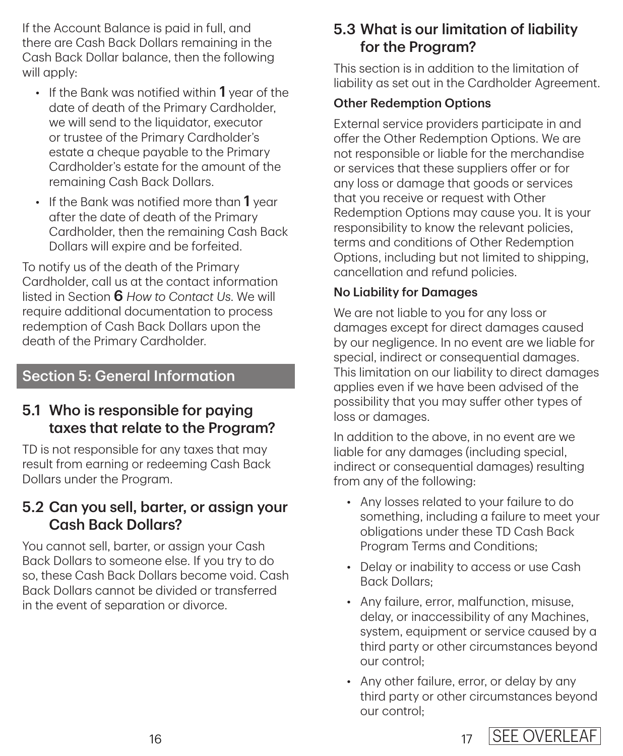If the Account Balance is paid in full, and there are Cash Back Dollars remaining in the Cash Back Dollar balance, then the following will apply:

- If the Bank was notified within **1** year of the date of death of the Primary Cardholder, we will send to the liquidator, executor or trustee of the Primary Cardholder's estate a cheque payable to the Primary Cardholder's estate for the amount of the remaining Cash Back Dollars.
- If the Bank was notified more than **1** year after the date of death of the Primary Cardholder, then the remaining Cash Back Dollars will expire and be forfeited.

To notify us of the death of the Primary Cardholder, call us at the contact information listed in Section **6** *How to Contact Us*. We will require additional documentation to process redemption of Cash Back Dollars upon the death of the Primary Cardholder.

## Section 5: General Information

### 5.1 Who is responsible for paying taxes that relate to the Program?

TD is not responsible for any taxes that may result from earning or redeeming Cash Back Dollars under the Program.

### 5.2 Can you sell, barter, or assign your Cash Back Dollars?

You cannot sell, barter, or assign your Cash Back Dollars to someone else. If you try to do so, these Cash Back Dollars become void. Cash Back Dollars cannot be divided or transferred in the event of separation or divorce.

### 5.3 What is our limitation of liability for the Program?

This section is in addition to the limitation of liability as set out in the Cardholder Agreement.

**Other Redemption Options**

External service providers participate in and offer the Other Redemption Options. We are not responsible or liable for the merchandise or services that these suppliers offer or for any loss or damage that goods or services that you receive or request with Other Redemption Options may cause you. It is your responsibility to know the relevant policies, terms and conditions of Other Redemption Options, including but not limited to shipping, cancellation and refund policies.

**No Liability for Damages**

We are not liable to you for any loss or damages except for direct damages caused by our negligence. In no event are we liable for special, indirect or consequential damages. This limitation on our liability to direct damages applies even if we have been advised of the possibility that you may suffer other types of loss or damages.

In addition to the above, in no event are we liable for any damages (including special, indirect or consequential damages) resulting from any of the following:

- Any losses related to your failure to do something, including a failure to meet your obligations under these TD Cash Back Program Terms and Conditions;
- Delay or inability to access or use Cash Back Dollars;
- Any failure, error, malfunction, misuse, delay, or inaccessibility of any Machines, system, equipment or service caused by a third party or other circumstances beyond our control;
- Any other failure, error, or delay by any third party or other circumstances beyond our control;

SEE OVERLEAF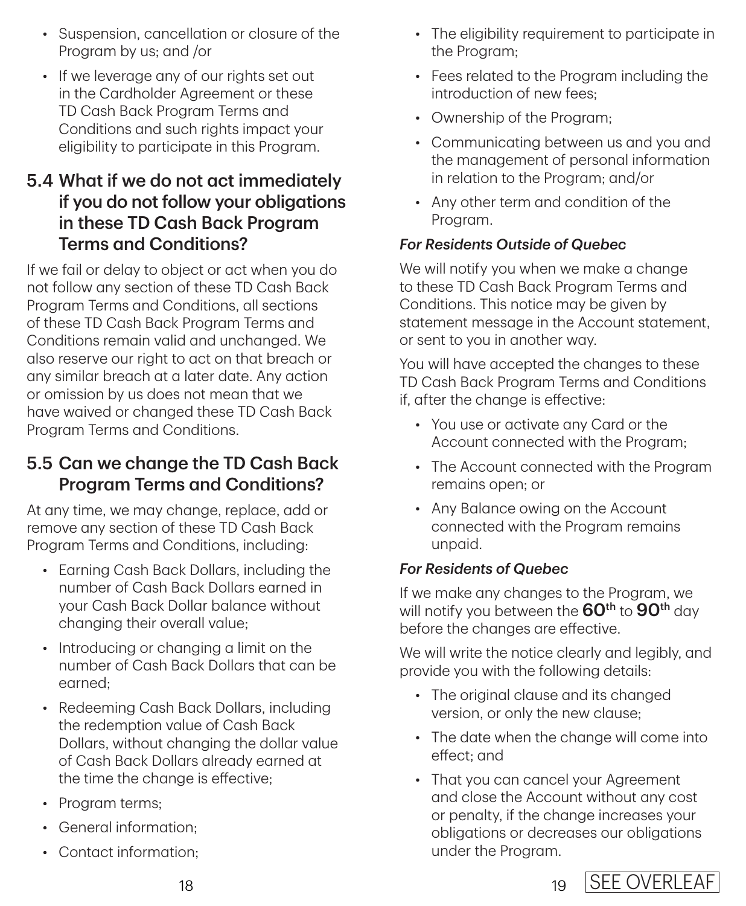- Suspension, cancellation or closure of the Program by us; and /or
- If we leverage any of our rights set out in the Cardholder Agreement or these TD Cash Back Program Terms and Conditions and such rights impact your eligibility to participate in this Program.

## 5.4 What if we do not act immediately if you do not follow your obligations in these TD Cash Back Program Terms and Conditions?

If we fail or delay to object or act when you do not follow any section of these TD Cash Back Program Terms and Conditions, all sections of these TD Cash Back Program Terms and Conditions remain valid and unchanged. We also reserve our right to act on that breach or any similar breach at a later date. Any action or omission by us does not mean that we have waived or changed these TD Cash Back Program Terms and Conditions.

## 5.5 Can we change the TD Cash Back Program Terms and Conditions?

At any time, we may change, replace, add or remove any section of these TD Cash Back Program Terms and Conditions, including:

- Earning Cash Back Dollars, including the number of Cash Back Dollars earned in your Cash Back Dollar balance without changing their overall value;
- Introducing or changing a limit on the number of Cash Back Dollars that can be earned;
- Redeeming Cash Back Dollars, including the redemption value of Cash Back Dollars, without changing the dollar value of Cash Back Dollars already earned at the time the change is effective;
- Program terms;
- General information;
- Contact information;
- The eligibility requirement to participate in the Program;
- Fees related to the Program including the introduction of new fees;
- Ownership of the Program;
- Communicating between us and you and the management of personal information in relation to the Program; and/or
- Any other term and condition of the Program.

*For Residents Outside of Quebec*

We will notify you when we make a change to these TD Cash Back Program Terms and Conditions. This notice may be given by statement message in the Account statement, or sent to you in another way.

You will have accepted the changes to these TD Cash Back Program Terms and Conditions if, after the change is effective:

- You use or activate any Card or the Account connected with the Program;
- The Account connected with the Program remains open; or
- Any Balance owing on the Account connected with the Program remains unpaid.

*For Residents of Quebec*

If we make any changes to the Program, we will notify you between the **60th** to **90th** day before the changes are effective.

We will write the notice clearly and legibly, and provide you with the following details:

- The original clause and its changed version, or only the new clause;
- The date when the change will come into effect; and
- That you can cancel your Agreement and close the Account without any cost or penalty, if the change increases your obligations or decreases our obligations under the Program.

SEE OVERLEAF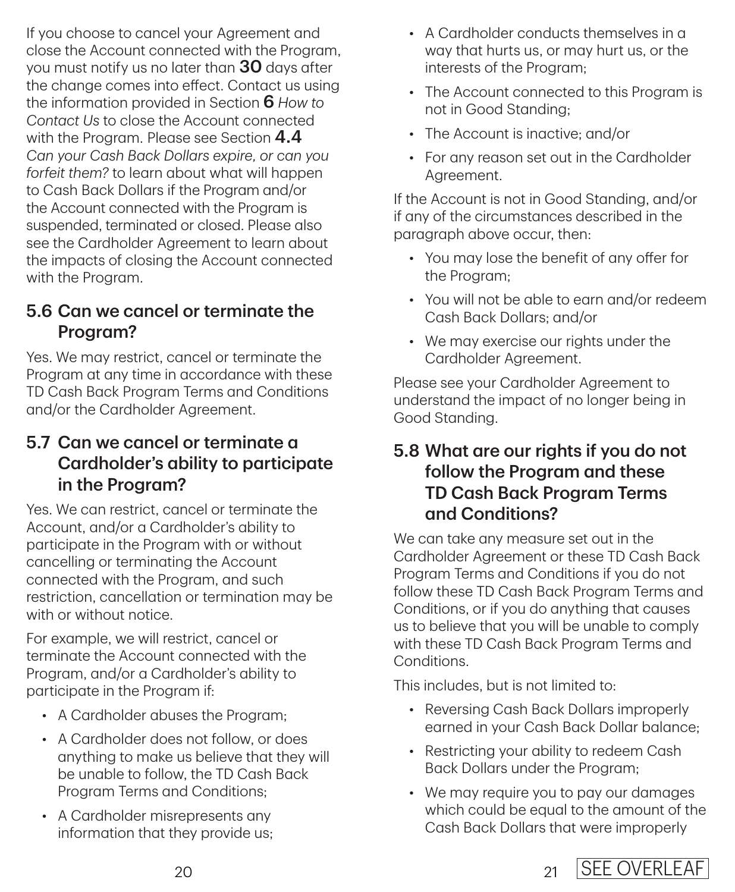If you choose to cancel your Agreement and close the Account connected with the Program, you must notify us no later than **30** days after the change comes into effect. Contact us using the information provided in Section **6** *How to Contact Us* to close the Account connected with the Program. Please see Section **4.4** *Can your Cash Back Dollars expire, or can you forfeit them?* to learn about what will happen to Cash Back Dollars if the Program and/or the Account connected with the Program is suspended, terminated or closed. Please also see the Cardholder Agreement to learn about the impacts of closing the Account connected with the Program.

## 5.6 Can we cancel or terminate the Program?

Yes. We may restrict, cancel or terminate the Program at any time in accordance with these TD Cash Back Program Terms and Conditions and/or the Cardholder Agreement.

## 5.7 Can we cancel or terminate a Cardholder's ability to participate in the Program?

Yes. We can restrict, cancel or terminate the Account, and/or a Cardholder's ability to participate in the Program with or without cancelling or terminating the Account connected with the Program, and such restriction, cancellation or termination may be with or without notice.

For example, we will restrict, cancel or terminate the Account connected with the Program, and/or a Cardholder's ability to participate in the Program if:

- A Cardholder abuses the Program;
- A Cardholder does not follow, or does anything to make us believe that they will be unable to follow, the TD Cash Back Program Terms and Conditions;
- A Cardholder misrepresents any information that they provide us;
- A Cardholder conducts themselves in a way that hurts us, or may hurt us, or the interests of the Program;
- The Account connected to this Program is not in Good Standing;
- The Account is inactive; and/or
- For any reason set out in the Cardholder Agreement.

If the Account is not in Good Standing, and/or if any of the circumstances described in the paragraph above occur, then:

- You may lose the benefit of any offer for the Program;
- You will not be able to earn and/or redeem Cash Back Dollars; and/or
- We may exercise our rights under the Cardholder Agreement.

Please see your Cardholder Agreement to understand the impact of no longer being in Good Standing.

## 5.8 What are our rights if you do not follow the Program and these TD Cash Back Program Terms and Conditions?

We can take any measure set out in the Cardholder Agreement or these TD Cash Back Program Terms and Conditions if you do not follow these TD Cash Back Program Terms and Conditions, or if you do anything that causes us to believe that you will be unable to comply with these TD Cash Back Program Terms and Conditions.

This includes, but is not limited to:

- Reversing Cash Back Dollars improperly earned in your Cash Back Dollar balance;
- Restricting your ability to redeem Cash Back Dollars under the Program;
- We may require you to pay our damages which could be equal to the amount of the Cash Back Dollars that were improperly

SEE OVERLEAF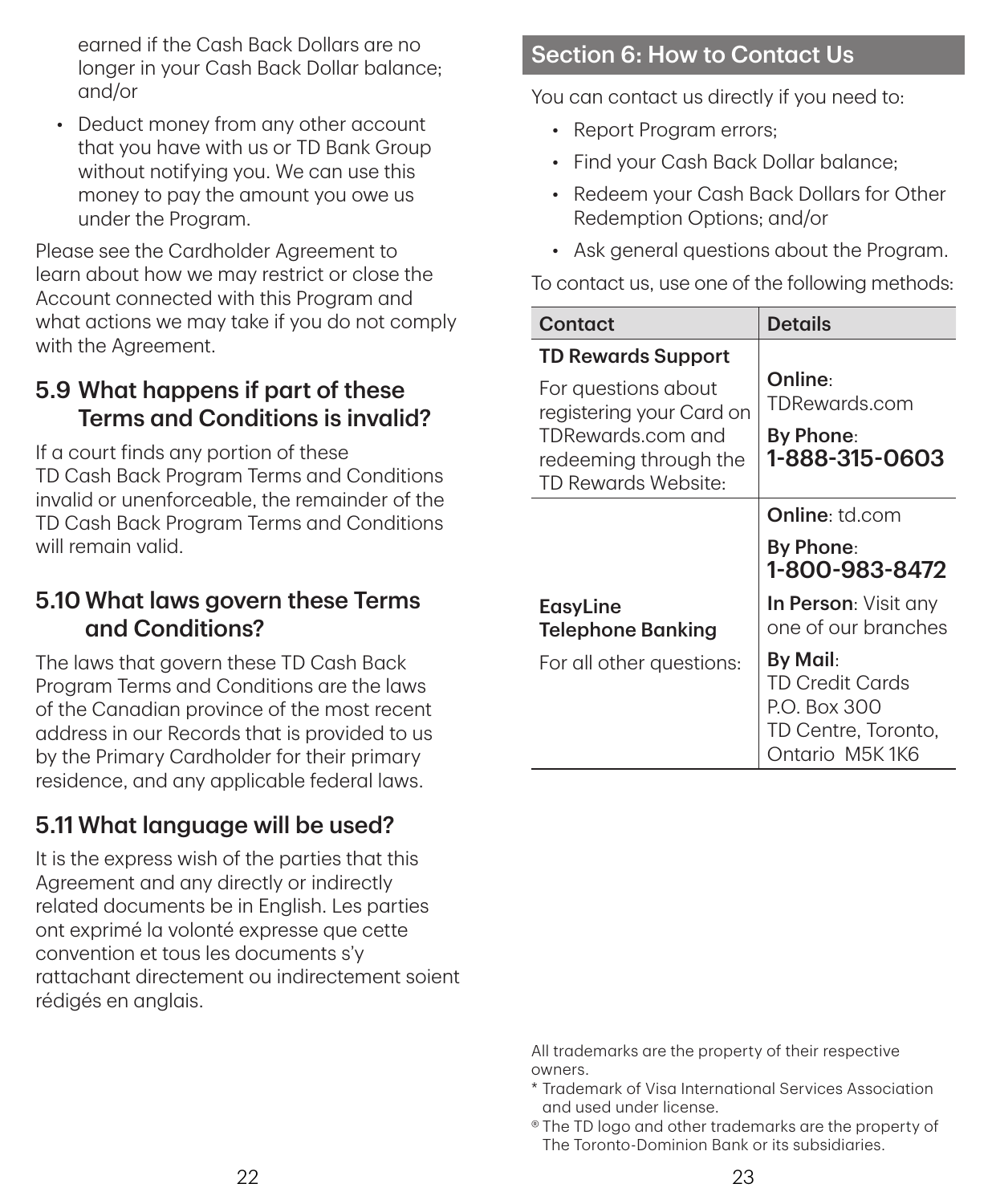earned if the Cash Back Dollars are no longer in your Cash Back Dollar balance; and/or

- Deduct money from any other account that you have with us or TD Bank Group without notifying you. We can use this money to pay the amount you owe us under the Program.

Please see the Cardholder Agreement to learn about how we may restrict or close the Account connected with this Program and what actions we may take if you do not comply with the Agreement.

### 5.9 What happens if part of these Terms and Conditions is invalid?

If a court finds any portion of these TD Cash Back Program Terms and Conditions invalid or unenforceable, the remainder of the TD Cash Back Program Terms and Conditions will remain valid.

### 5.10 What laws govern these Terms and Conditions?

The laws that govern these TD Cash Back Program Terms and Conditions are the laws of the Canadian province of the most recent address in our Records that is provided to us by the Primary Cardholder for their primary residence, and any applicable federal laws.

### 5.11 What language will be used?

It is the express wish of the parties that this Agreement and any directly or indirectly related documents be in English. Les parties ont exprimé la volonté expresse que cette convention et tous les documents s'y rattachant directement ou indirectement soient rédigés en anglais.

## Section 6: How to Contact Us

You can contact us directly if you need to:

- Report Program errors;
- Find your Cash Back Dollar balance;
- Redeem your Cash Back Dollars for Other Redemption Options; and/or
- Ask general questions about the Program.

To contact us, use one of the following methods:

| Contact | Details |
|---|---|
| **TD Rewards Support**<br>For questions about registering your Card on TDRewards.com and redeeming through the TD Rewards Website: | **Online**: TDRewards.com<br>**By Phone**: **1-888-315-0603** |
| **EasyLine Telephone Banking**<br>For all other questions: | **Online**: td.com<br>**By Phone**: **1-800-983-8472**<br>**In Person**: Visit any one of our branches<br>**By Mail**: TD Credit Cards P.O. Box 300 TD Centre, Toronto, Ontario M5K 1K6 |

All trademarks are the property of their respective owners.

\* Trademark of Visa International Services Association and used under license.

® The TD logo and other trademarks are the property of The Toronto-Dominion Bank or its subsidiaries.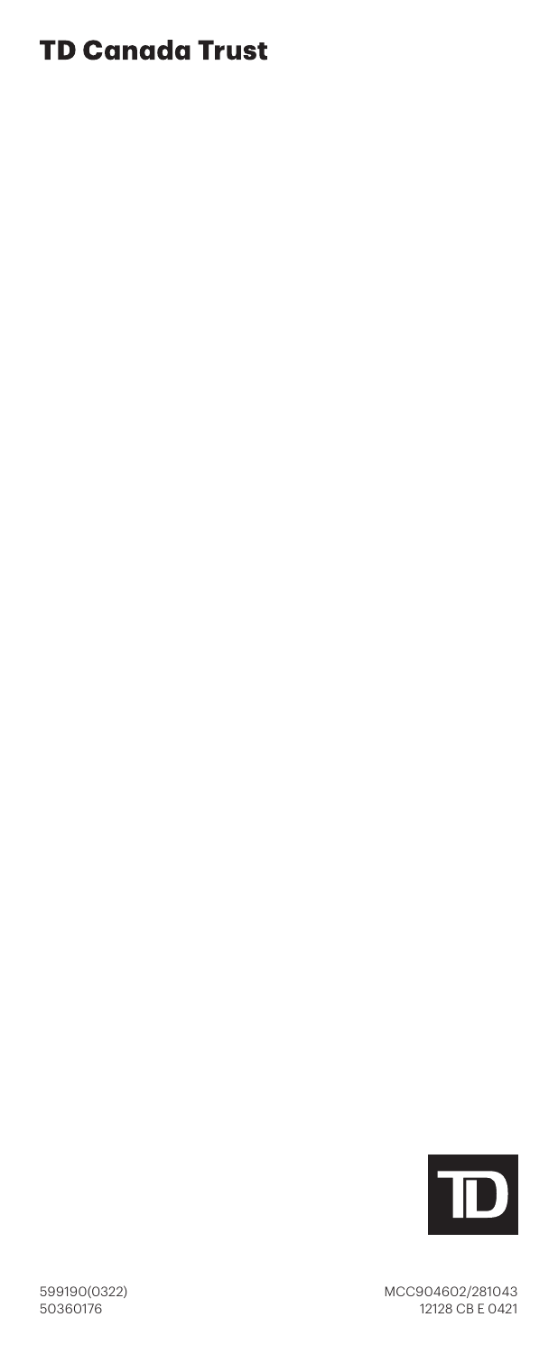# TD Canada Trust

599190(0322)
50360176

MCC904602/281043
12128 CB E 0421